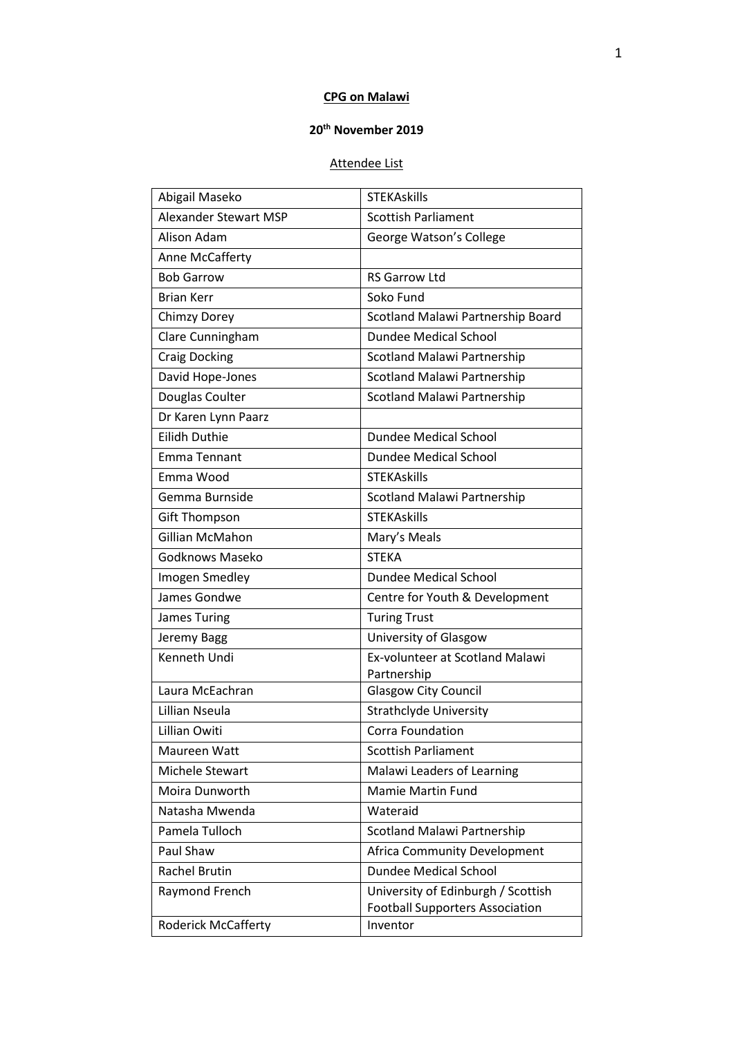**CPG on Malawi**

**20th November 2019**

Attendee List

| | |
|---|---|
| Abigail Maseko | STEKAskills |
| Alexander Stewart MSP | Scottish Parliament |
| Alison Adam | George Watson's College |
| Anne McCafferty | |
| Bob Garrow | RS Garrow Ltd |
| Brian Kerr | Soko Fund |
| Chimzy Dorey | Scotland Malawi Partnership Board |
| Clare Cunningham | Dundee Medical School |
| Craig Docking | Scotland Malawi Partnership |
| David Hope-Jones | Scotland Malawi Partnership |
| Douglas Coulter | Scotland Malawi Partnership |
| Dr Karen Lynn Paarz | |
| Eilidh Duthie | Dundee Medical School |
| Emma Tennant | Dundee Medical School |
| Emma Wood | STEKAskills |
| Gemma Burnside | Scotland Malawi Partnership |
| Gift Thompson | STEKAskills |
| Gillian McMahon | Mary's Meals |
| Godknows Maseko | STEKA |
| Imogen Smedley | Dundee Medical School |
| James Gondwe | Centre for Youth & Development |
| James Turing | Turing Trust |
| Jeremy Bagg | University of Glasgow |
| Kenneth Undi | Ex-volunteer at Scotland Malawi Partnership |
| Laura McEachran | Glasgow City Council |
| Lillian Nseula | Strathclyde University |
| Lillian Owiti | Corra Foundation |
| Maureen Watt | Scottish Parliament |
| Michele Stewart | Malawi Leaders of Learning |
| Moira Dunworth | Mamie Martin Fund |
| Natasha Mwenda | Wateraid |
| Pamela Tulloch | Scotland Malawi Partnership |
| Paul Shaw | Africa Community Development |
| Rachel Brutin | Dundee Medical School |
| Raymond French | University of Edinburgh / Scottish Football Supporters Association |
| Roderick McCafferty | Inventor |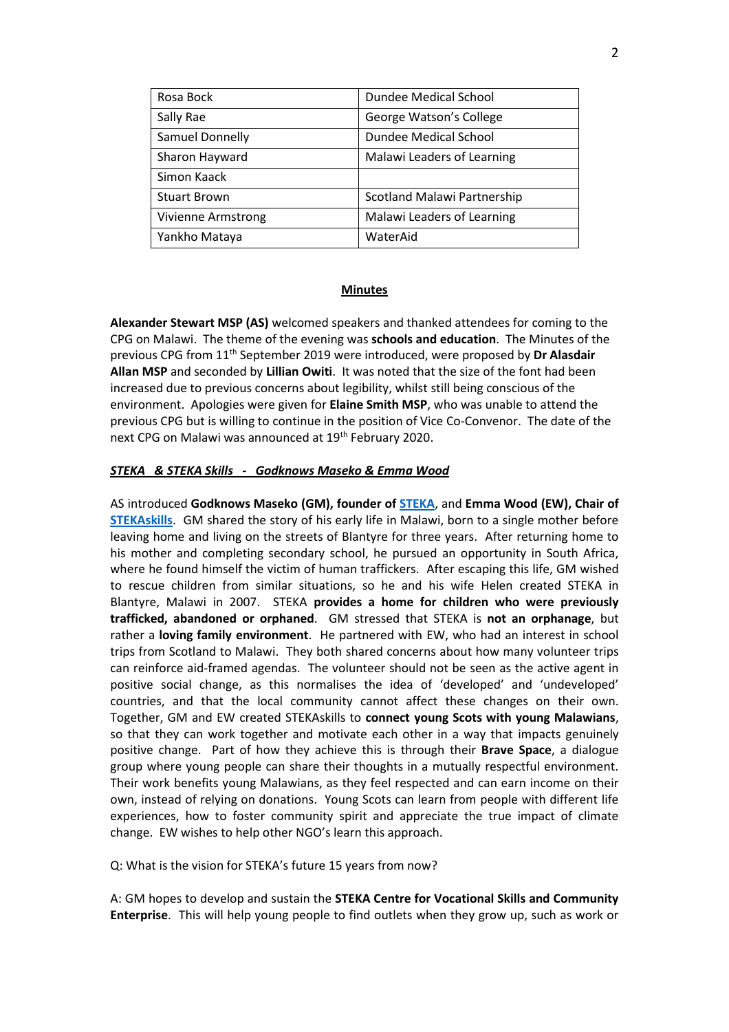| Rosa Bock | Dundee Medical School |
|---|---|
| Sally Rae | George Watson's College |
| Samuel Donnelly | Dundee Medical School |
| Sharon Hayward | Malawi Leaders of Learning |
| Simon Kaack | |
| Stuart Brown | Scotland Malawi Partnership |
| Vivienne Armstrong | Malawi Leaders of Learning |
| Yankho Mataya | WaterAid |

## Minutes

**Alexander Stewart MSP (AS)** welcomed speakers and thanked attendees for coming to the CPG on Malawi. The theme of the evening was **schools and education**. The Minutes of the previous CPG from 11th September 2019 were introduced, were proposed by **Dr Alasdair Allan MSP** and seconded by **Lillian Owiti**. It was noted that the size of the font had been increased due to previous concerns about legibility, whilst still being conscious of the environment. Apologies were given for **Elaine Smith MSP**, who was unable to attend the previous CPG but is willing to continue in the position of Vice Co-Convenor. The date of the next CPG on Malawi was announced at 19th February 2020.

***STEKA & STEKA Skills - Godknows Maseko & Emma Wood***

AS introduced **Godknows Maseko (GM), founder of STEKA**, and **Emma Wood (EW), Chair of STEKAskills**. GM shared the story of his early life in Malawi, born to a single mother before leaving home and living on the streets of Blantyre for three years. After returning home to his mother and completing secondary school, he pursued an opportunity in South Africa, where he found himself the victim of human traffickers. After escaping this life, GM wished to rescue children from similar situations, so he and his wife Helen created STEKA in Blantyre, Malawi in 2007. STEKA **provides a home for children who were previously trafficked, abandoned or orphaned**. GM stressed that STEKA is **not an orphanage**, but rather a **loving family environment**. He partnered with EW, who had an interest in school trips from Scotland to Malawi. They both shared concerns about how many volunteer trips can reinforce aid-framed agendas. The volunteer should not be seen as the active agent in positive social change, as this normalises the idea of 'developed' and 'undeveloped' countries, and that the local community cannot affect these changes on their own. Together, GM and EW created STEKAskills to **connect young Scots with young Malawians**, so that they can work together and motivate each other in a way that impacts genuinely positive change. Part of how they achieve this is through their **Brave Space**, a dialogue group where young people can share their thoughts in a mutually respectful environment. Their work benefits young Malawians, as they feel respected and can earn income on their own, instead of relying on donations. Young Scots can learn from people with different life experiences, how to foster community spirit and appreciate the true impact of climate change. EW wishes to help other NGO's learn this approach.

Q: What is the vision for STEKA's future 15 years from now?

A: GM hopes to develop and sustain the **STEKA Centre for Vocational Skills and Community Enterprise**. This will help young people to find outlets when they grow up, such as work or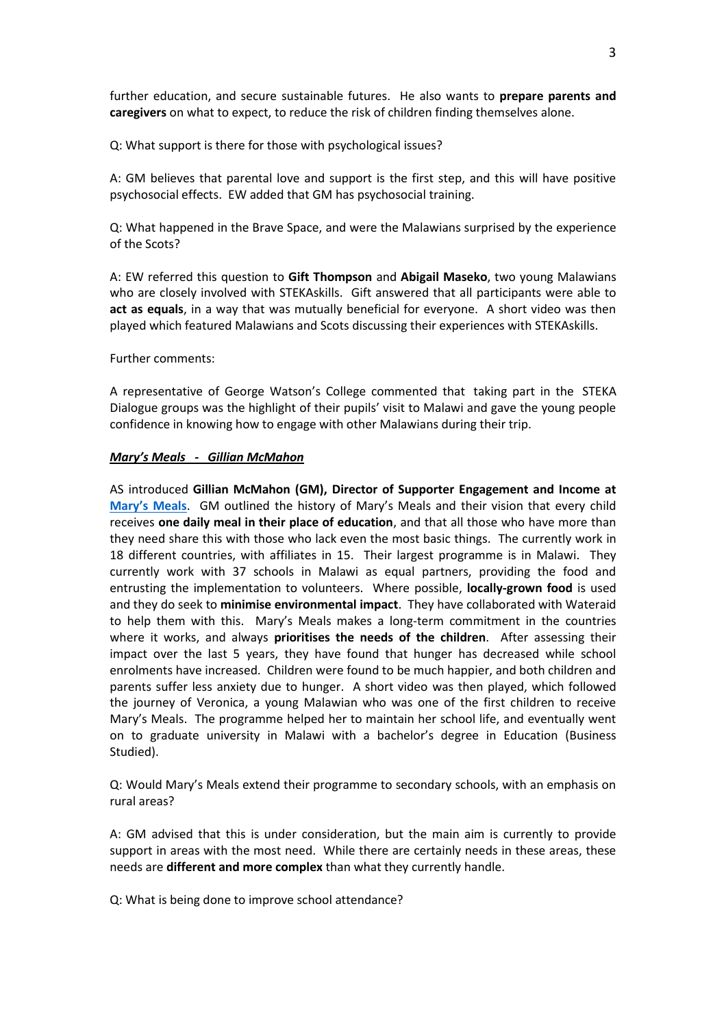further education, and secure sustainable futures. He also wants to **prepare parents and caregivers** on what to expect, to reduce the risk of children finding themselves alone.

Q: What support is there for those with psychological issues?

A: GM believes that parental love and support is the first step, and this will have positive psychosocial effects. EW added that GM has psychosocial training.

Q: What happened in the Brave Space, and were the Malawians surprised by the experience of the Scots?

A: EW referred this question to **Gift Thompson** and **Abigail Maseko**, two young Malawians who are closely involved with STEKAskills. Gift answered that all participants were able to **act as equals**, in a way that was mutually beneficial for everyone. A short video was then played which featured Malawians and Scots discussing their experiences with STEKAskills.

Further comments:

A representative of George Watson's College commented that taking part in the STEKA Dialogue groups was the highlight of their pupils' visit to Malawi and gave the young people confidence in knowing how to engage with other Malawians during their trip.

***Mary's Meals - Gillian McMahon***

AS introduced **Gillian McMahon (GM), Director of Supporter Engagement and Income at Mary's Meals**. GM outlined the history of Mary's Meals and their vision that every child receives **one daily meal in their place of education**, and that all those who have more than they need share this with those who lack even the most basic things. The currently work in 18 different countries, with affiliates in 15. Their largest programme is in Malawi. They currently work with 37 schools in Malawi as equal partners, providing the food and entrusting the implementation to volunteers. Where possible, **locally-grown food** is used and they do seek to **minimise environmental impact**. They have collaborated with Wateraid to help them with this. Mary's Meals makes a long-term commitment in the countries where it works, and always **prioritises the needs of the children**. After assessing their impact over the last 5 years, they have found that hunger has decreased while school enrolments have increased. Children were found to be much happier, and both children and parents suffer less anxiety due to hunger. A short video was then played, which followed the journey of Veronica, a young Malawian who was one of the first children to receive Mary's Meals. The programme helped her to maintain her school life, and eventually went on to graduate university in Malawi with a bachelor's degree in Education (Business Studied).

Q: Would Mary's Meals extend their programme to secondary schools, with an emphasis on rural areas?

A: GM advised that this is under consideration, but the main aim is currently to provide support in areas with the most need. While there are certainly needs in these areas, these needs are **different and more complex** than what they currently handle.

Q: What is being done to improve school attendance?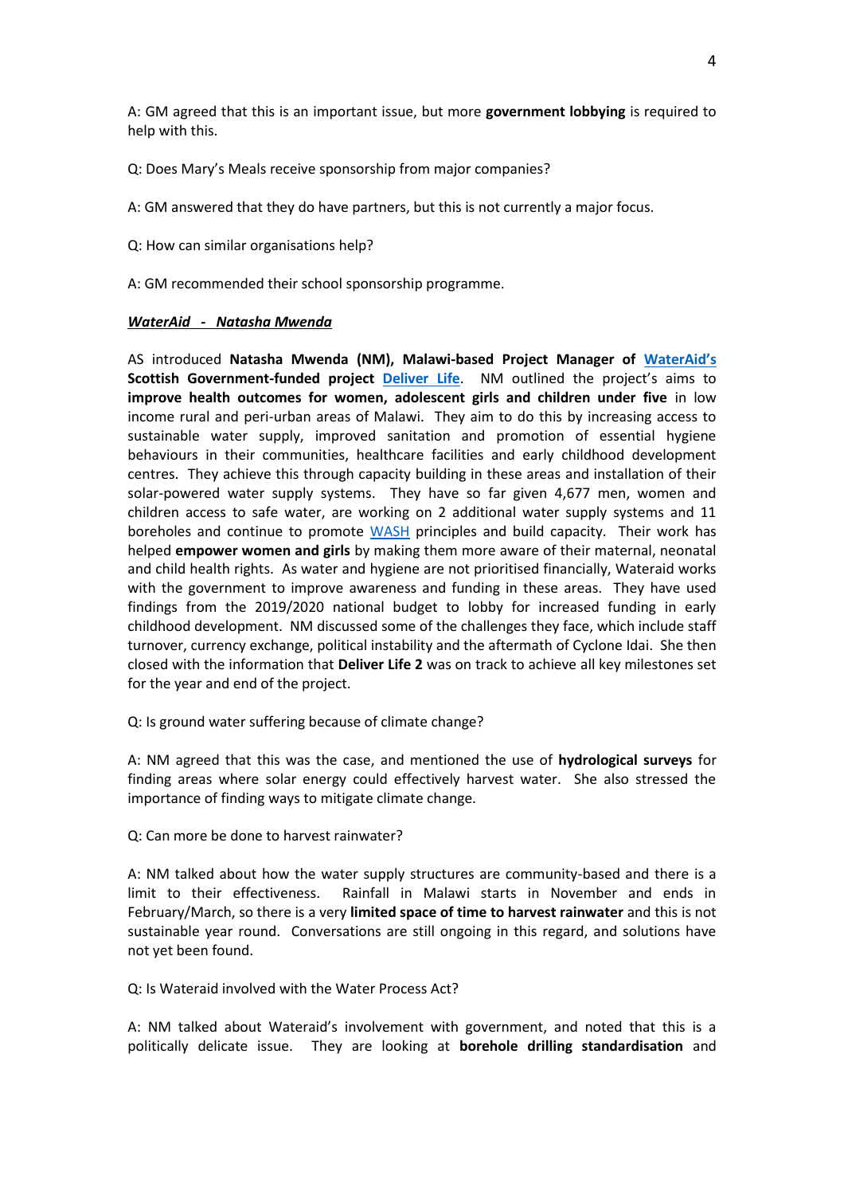A: GM agreed that this is an important issue, but more **government lobbying** is required to help with this.

Q: Does Mary's Meals receive sponsorship from major companies?

A: GM answered that they do have partners, but this is not currently a major focus.

Q: How can similar organisations help?

A: GM recommended their school sponsorship programme.

***WaterAid - Natasha Mwenda***

AS introduced **Natasha Mwenda (NM), Malawi-based Project Manager of WaterAid's Scottish Government-funded project Deliver Life**. NM outlined the project's aims to **improve health outcomes for women, adolescent girls and children under five** in low income rural and peri-urban areas of Malawi. They aim to do this by increasing access to sustainable water supply, improved sanitation and promotion of essential hygiene behaviours in their communities, healthcare facilities and early childhood development centres. They achieve this through capacity building in these areas and installation of their solar-powered water supply systems. They have so far given 4,677 men, women and children access to safe water, are working on 2 additional water supply systems and 11 boreholes and continue to promote WASH principles and build capacity. Their work has helped **empower women and girls** by making them more aware of their maternal, neonatal and child health rights. As water and hygiene are not prioritised financially, Wateraid works with the government to improve awareness and funding in these areas. They have used findings from the 2019/2020 national budget to lobby for increased funding in early childhood development. NM discussed some of the challenges they face, which include staff turnover, currency exchange, political instability and the aftermath of Cyclone Idai. She then closed with the information that **Deliver Life 2** was on track to achieve all key milestones set for the year and end of the project.

Q: Is ground water suffering because of climate change?

A: NM agreed that this was the case, and mentioned the use of **hydrological surveys** for finding areas where solar energy could effectively harvest water. She also stressed the importance of finding ways to mitigate climate change.

Q: Can more be done to harvest rainwater?

A: NM talked about how the water supply structures are community-based and there is a limit to their effectiveness. Rainfall in Malawi starts in November and ends in February/March, so there is a very **limited space of time to harvest rainwater** and this is not sustainable year round. Conversations are still ongoing in this regard, and solutions have not yet been found.

Q: Is Wateraid involved with the Water Process Act?

A: NM talked about Wateraid's involvement with government, and noted that this is a politically delicate issue. They are looking at **borehole drilling standardisation** and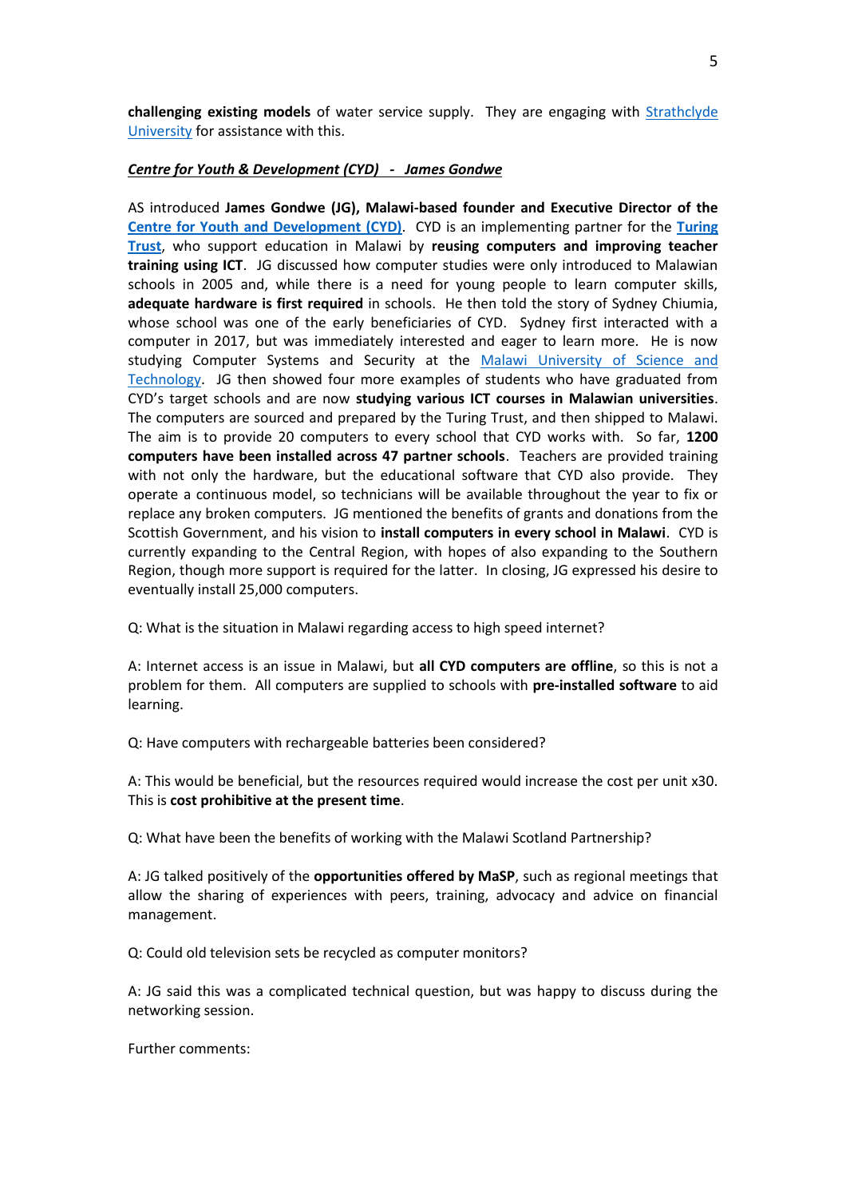**challenging existing models** of water service supply. They are engaging with [Strathclyde University](#) for assistance with this.

***Centre for Youth & Development (CYD) - James Gondwe***

AS introduced **James Gondwe (JG), Malawi-based founder and Executive Director of the [Centre for Youth and Development (CYD)](#)**. CYD is an implementing partner for the **[Turing Trust](#)**, who support education in Malawi by **reusing computers and improving teacher training using ICT**. JG discussed how computer studies were only introduced to Malawian schools in 2005 and, while there is a need for young people to learn computer skills, **adequate hardware is first required** in schools. He then told the story of Sydney Chiumia, whose school was one of the early beneficiaries of CYD. Sydney first interacted with a computer in 2017, but was immediately interested and eager to learn more. He is now studying Computer Systems and Security at the [Malawi University of Science and Technology](#). JG then showed four more examples of students who have graduated from CYD's target schools and are now **studying various ICT courses in Malawian universities**. The computers are sourced and prepared by the Turing Trust, and then shipped to Malawi. The aim is to provide 20 computers to every school that CYD works with. So far, **1200 computers have been installed across 47 partner schools**. Teachers are provided training with not only the hardware, but the educational software that CYD also provide. They operate a continuous model, so technicians will be available throughout the year to fix or replace any broken computers. JG mentioned the benefits of grants and donations from the Scottish Government, and his vision to **install computers in every school in Malawi**. CYD is currently expanding to the Central Region, with hopes of also expanding to the Southern Region, though more support is required for the latter. In closing, JG expressed his desire to eventually install 25,000 computers.

Q: What is the situation in Malawi regarding access to high speed internet?

A: Internet access is an issue in Malawi, but **all CYD computers are offline**, so this is not a problem for them. All computers are supplied to schools with **pre-installed software** to aid learning.

Q: Have computers with rechargeable batteries been considered?

A: This would be beneficial, but the resources required would increase the cost per unit x30. This is **cost prohibitive at the present time**.

Q: What have been the benefits of working with the Malawi Scotland Partnership?

A: JG talked positively of the **opportunities offered by MaSP**, such as regional meetings that allow the sharing of experiences with peers, training, advocacy and advice on financial management.

Q: Could old television sets be recycled as computer monitors?

A: JG said this was a complicated technical question, but was happy to discuss during the networking session.

Further comments: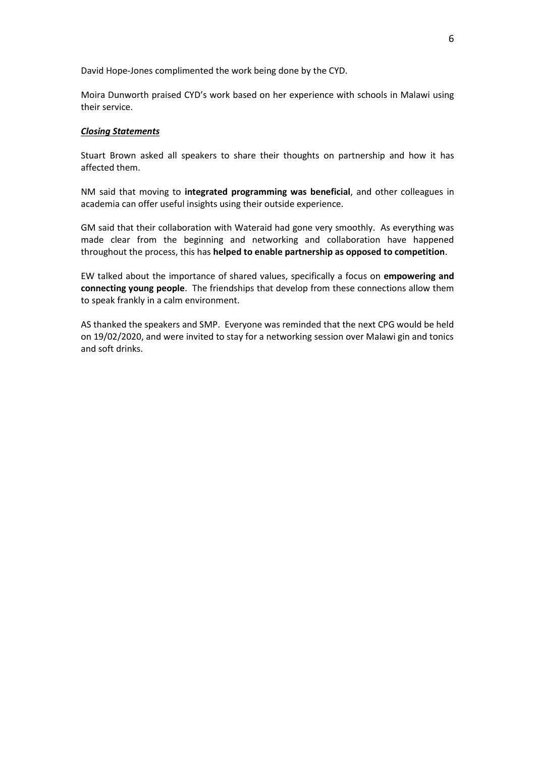David Hope-Jones complimented the work being done by the CYD.

Moira Dunworth praised CYD's work based on her experience with schools in Malawi using their service.

***Closing Statements***

Stuart Brown asked all speakers to share their thoughts on partnership and how it has affected them.

NM said that moving to **integrated programming was beneficial**, and other colleagues in academia can offer useful insights using their outside experience.

GM said that their collaboration with Wateraid had gone very smoothly. As everything was made clear from the beginning and networking and collaboration have happened throughout the process, this has **helped to enable partnership as opposed to competition**.

EW talked about the importance of shared values, specifically a focus on **empowering and connecting young people**. The friendships that develop from these connections allow them to speak frankly in a calm environment.

AS thanked the speakers and SMP. Everyone was reminded that the next CPG would be held on 19/02/2020, and were invited to stay for a networking session over Malawi gin and tonics and soft drinks.